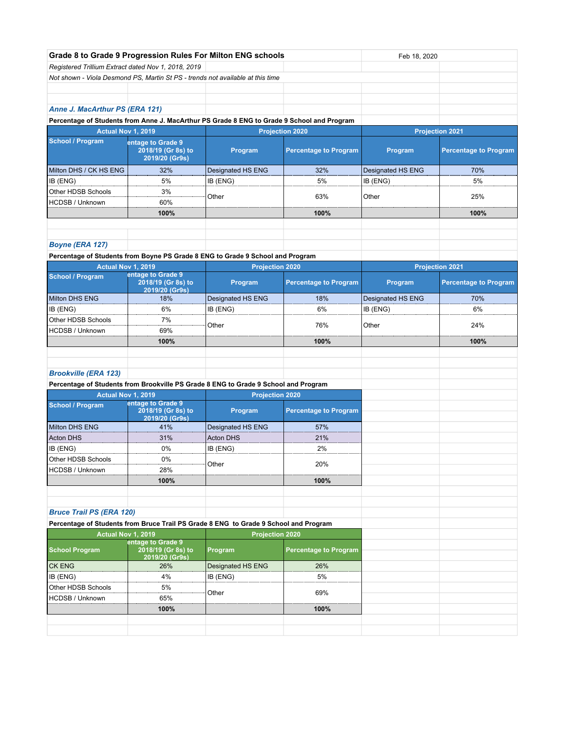## Grade 8 to Grade 9 Progression Rules For Milton ENG schools

Feb 18, 2020

*Registered Trillium Extract dated Nov 1, 2018, 2019*

*Not shown - Viola Desmond PS, Martin St PS - trends not available at this time*

### *Anne J. MacArthur PS (ERA 121)*

**Percentage of Students from Anne J. MacArthur PS Grade 8 ENG to Grade 9 School and Program**

| Actual Nov 1, 2019 | | Projection 2020 | | Projection 2021 | |
|---|---|---|---|---|---|
| **School / Program** | **entage to Grade 9 2018/19 (Gr 8s) to 2019/20 (Gr9s)** | **Program** | **Percentage to Program** | **Program** | **Percentage to Program** |
| Milton DHS / CK HS ENG | 32% | Designated HS ENG | 32% | Designated HS ENG | 70% |
| IB (ENG) | 5% | IB (ENG) | 5% | IB (ENG) | 5% |
| Other HDSB Schools | 3% | Other | 63% | Other | 25% |
| HCDSB / Unknown | 60% | | | | |
| | **100%** | | **100%** | | **100%** |

### *Boyne (ERA 127)*

**Percentage of Students from Boyne PS Grade 8 ENG to Grade 9 School and Program**

| Actual Nov 1, 2019 | | Projection 2020 | | Projection 2021 | |
|---|---|---|---|---|---|
| **School / Program** | **entage to Grade 9 2018/19 (Gr 8s) to 2019/20 (Gr9s)** | **Program** | **Percentage to Program** | **Program** | **Percentage to Program** |
| Milton DHS ENG | 18% | Designated HS ENG | 18% | Designated HS ENG | 70% |
| IB (ENG) | 6% | IB (ENG) | 6% | IB (ENG) | 6% |
| Other HDSB Schools | 7% | Other | 76% | Other | 24% |
| HCDSB / Unknown | 69% | | | | |
| | **100%** | | **100%** | | **100%** |

### *Brookville (ERA 123)*

**Percentage of Students from Brookville PS Grade 8 ENG to Grade 9 School and Program**

| Actual Nov 1, 2019 | | Projection 2020 | |
|---|---|---|---|
| **School / Program** | **entage to Grade 9 2018/19 (Gr 8s) to 2019/20 (Gr9s)** | **Program** | **Percentage to Program** |
| Milton DHS ENG | 41% | Designated HS ENG | 57% |
| Acton DHS | 31% | Acton DHS | 21% |
| IB (ENG) | 0% | IB (ENG) | 2% |
| Other HDSB Schools | 0% | Other | 20% |
| HCDSB / Unknown | 28% | | |
| | **100%** | | **100%** |

### *Bruce Trail PS (ERA 120)*

**Percentage of Students from Bruce Trail PS Grade 8 ENG to Grade 9 School and Program**

| Actual Nov 1, 2019 | | Projection 2020 | |
|---|---|---|---|
| **School Program** | **entage to Grade 9 2018/19 (Gr 8s) to 2019/20 (Gr9s)** | **Program** | **Percentage to Program** |
| CK ENG | 26% | Designated HS ENG | 26% |
| IB (ENG) | 4% | IB (ENG) | 5% |
| Other HDSB Schools | 5% | Other | 69% |
| HCDSB / Unknown | 65% | | |
| | **100%** | | **100%** |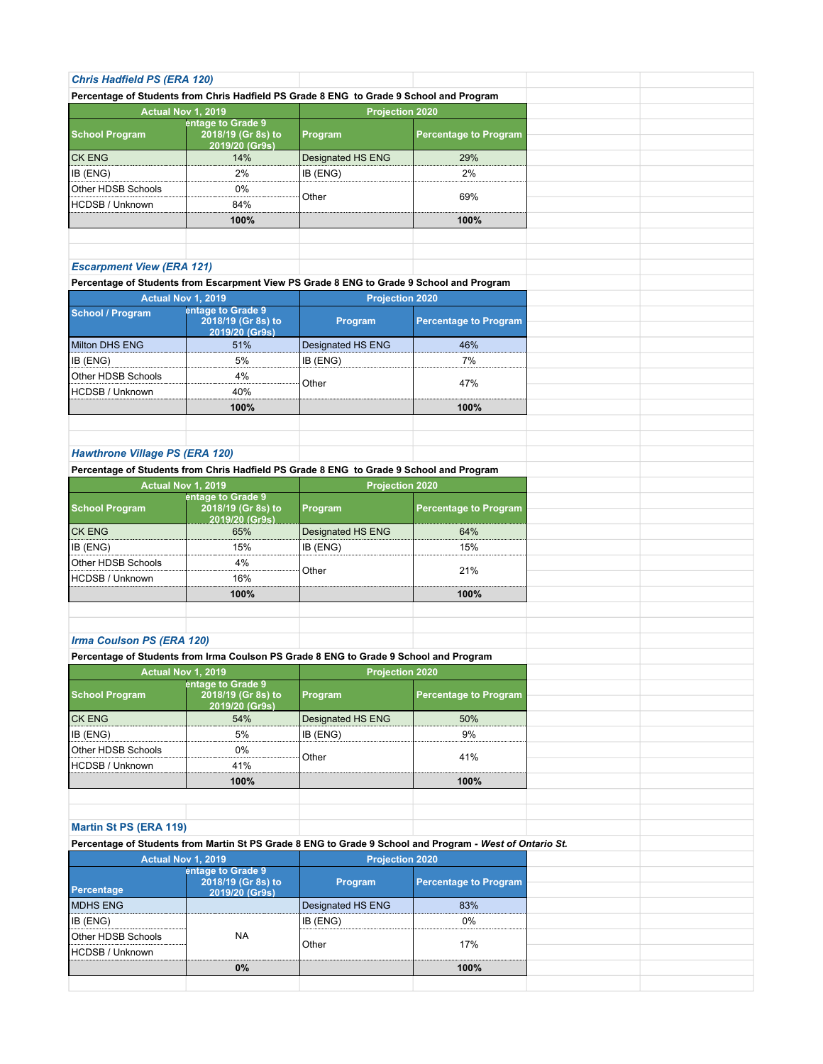*Chris Hadfield PS (ERA 120)*

**Percentage of Students from Chris Hadfield PS Grade 8 ENG to Grade 9 School and Program**

| Actual Nov 1, 2019 | | Projection 2020 | |
|---|---|---|---|
| School Program | entage to Grade 9 2018/19 (Gr 8s) to 2019/20 (Gr9s) | Program | Percentage to Program |
| CK ENG | 14% | Designated HS ENG | 29% |
| IB (ENG) | 2% | IB (ENG) | 2% |
| Other HDSB Schools | 0% | Other | 69% |
| HCDSB / Unknown | 84% | | |
| | 100% | | 100% |

*Escarpment View (ERA 121)*

**Percentage of Students from Escarpment View PS Grade 8 ENG to Grade 9 School and Program**

| Actual Nov 1, 2019 | | Projection 2020 | |
|---|---|---|---|
| School / Program | entage to Grade 9 2018/19 (Gr 8s) to 2019/20 (Gr9s) | Program | Percentage to Program |
| Milton DHS ENG | 51% | Designated HS ENG | 46% |
| IB (ENG) | 5% | IB (ENG) | 7% |
| Other HDSB Schools | 4% | Other | 47% |
| HCDSB / Unknown | 40% | | |
| | 100% | | 100% |

*Hawthrone Village PS (ERA 120)*

**Percentage of Students from Chris Hadfield PS Grade 8 ENG to Grade 9 School and Program**

| Actual Nov 1, 2019 | | Projection 2020 | |
|---|---|---|---|
| School Program | entage to Grade 9 2018/19 (Gr 8s) to 2019/20 (Gr9s) | Program | Percentage to Program |
| CK ENG | 65% | Designated HS ENG | 64% |
| IB (ENG) | 15% | IB (ENG) | 15% |
| Other HDSB Schools | 4% | Other | 21% |
| HCDSB / Unknown | 16% | | |
| | 100% | | 100% |

*Irma Coulson PS (ERA 120)*

**Percentage of Students from Irma Coulson PS Grade 8 ENG to Grade 9 School and Program**

| Actual Nov 1, 2019 | | Projection 2020 | |
|---|---|---|---|
| School Program | entage to Grade 9 2018/19 (Gr 8s) to 2019/20 (Gr9s) | Program | Percentage to Program |
| CK ENG | 54% | Designated HS ENG | 50% |
| IB (ENG) | 5% | IB (ENG) | 9% |
| Other HDSB Schools | 0% | Other | 41% |
| HCDSB / Unknown | 41% | | |
| | 100% | | 100% |

**Martin St PS (ERA 119)**

**Percentage of Students from Martin St PS Grade 8 ENG to Grade 9 School and Program - *West of Ontario St.***

| Actual Nov 1, 2019 | | Projection 2020 | |
|---|---|---|---|
| Percentage | entage to Grade 9 2018/19 (Gr 8s) to 2019/20 (Gr9s) | Program | Percentage to Program |
| MDHS ENG | | Designated HS ENG | 83% |
| IB (ENG) | NA | IB (ENG) | 0% |
| Other HDSB Schools | | Other | 17% |
| HCDSB / Unknown | | | |
| | 0% | | 100% |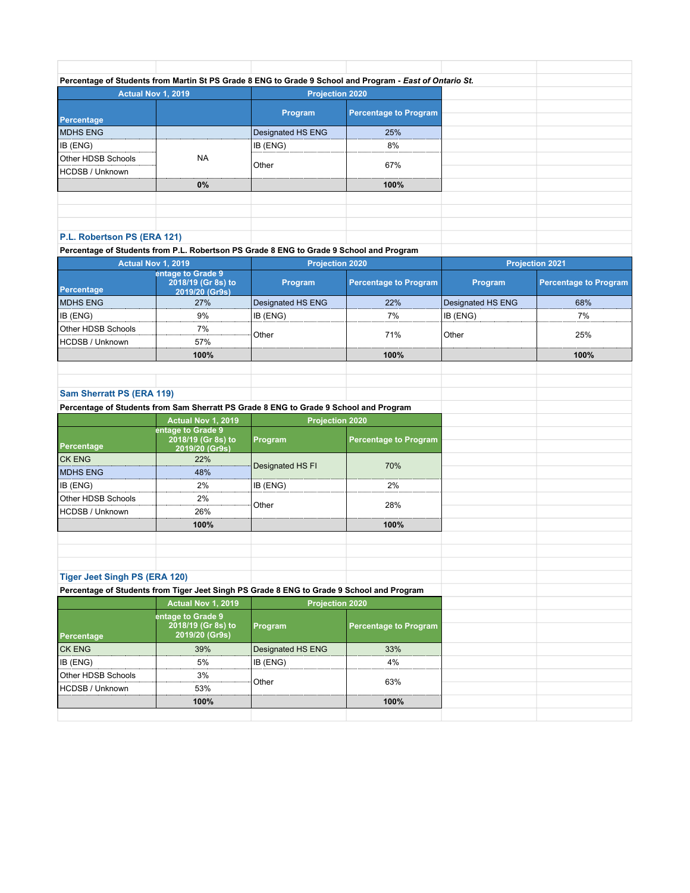**Percentage of Students from Martin St PS Grade 8 ENG to Grade 9 School and Program - *East of Ontario St.***

| Actual Nov 1, 2019 | | Projection 2020 | |
|---|---|---|---|
| Percentage | | Program | Percentage to Program |
| MDHS ENG | NA | Designated HS ENG | 25% |
| IB (ENG) | | IB (ENG) | 8% |
| Other HDSB Schools | | Other | 67% |
| HCDSB / Unknown | | | |
| | 0% | | 100% |

## P.L. Robertson PS (ERA 121)

**Percentage of Students from P.L. Robertson PS Grade 8 ENG to Grade 9 School and Program**

| Actual Nov 1, 2019 | | Projection 2020 | | Projection 2021 | |
|---|---|---|---|---|---|
| Percentage | entage to Grade 9 2018/19 (Gr 8s) to 2019/20 (Gr9s) | Program | Percentage to Program | Program | Percentage to Program |
| MDHS ENG | 27% | Designated HS ENG | 22% | Designated HS ENG | 68% |
| IB (ENG) | 9% | IB (ENG) | 7% | IB (ENG) | 7% |
| Other HDSB Schools | 7% | Other | 71% | Other | 25% |
| HCDSB / Unknown | 57% | | | | |
| | 100% | | 100% | | 100% |

## Sam Sherratt PS (ERA 119)

**Percentage of Students from Sam Sherratt PS Grade 8 ENG to Grade 9 School and Program**

| Actual Nov 1, 2019 | | Projection 2020 | |
|---|---|---|---|
| Percentage | entage to Grade 9 2018/19 (Gr 8s) to 2019/20 (Gr9s) | Program | Percentage to Program |
| CK ENG | 22% | Designated HS FI | 70% |
| MDHS ENG | 48% | | |
| IB (ENG) | 2% | IB (ENG) | 2% |
| Other HDSB Schools | 2% | Other | 28% |
| HCDSB / Unknown | 26% | | |
| | 100% | | 100% |

## Tiger Jeet Singh PS (ERA 120)

**Percentage of Students from Tiger Jeet Singh PS Grade 8 ENG to Grade 9 School and Program**

| Actual Nov 1, 2019 | | Projection 2020 | |
|---|---|---|---|
| Percentage | entage to Grade 9 2018/19 (Gr 8s) to 2019/20 (Gr9s) | Program | Percentage to Program |
| CK ENG | 39% | Designated HS ENG | 33% |
| IB (ENG) | 5% | IB (ENG) | 4% |
| Other HDSB Schools | 3% | Other | 63% |
| HCDSB / Unknown | 53% | | |
| | 100% | | 100% |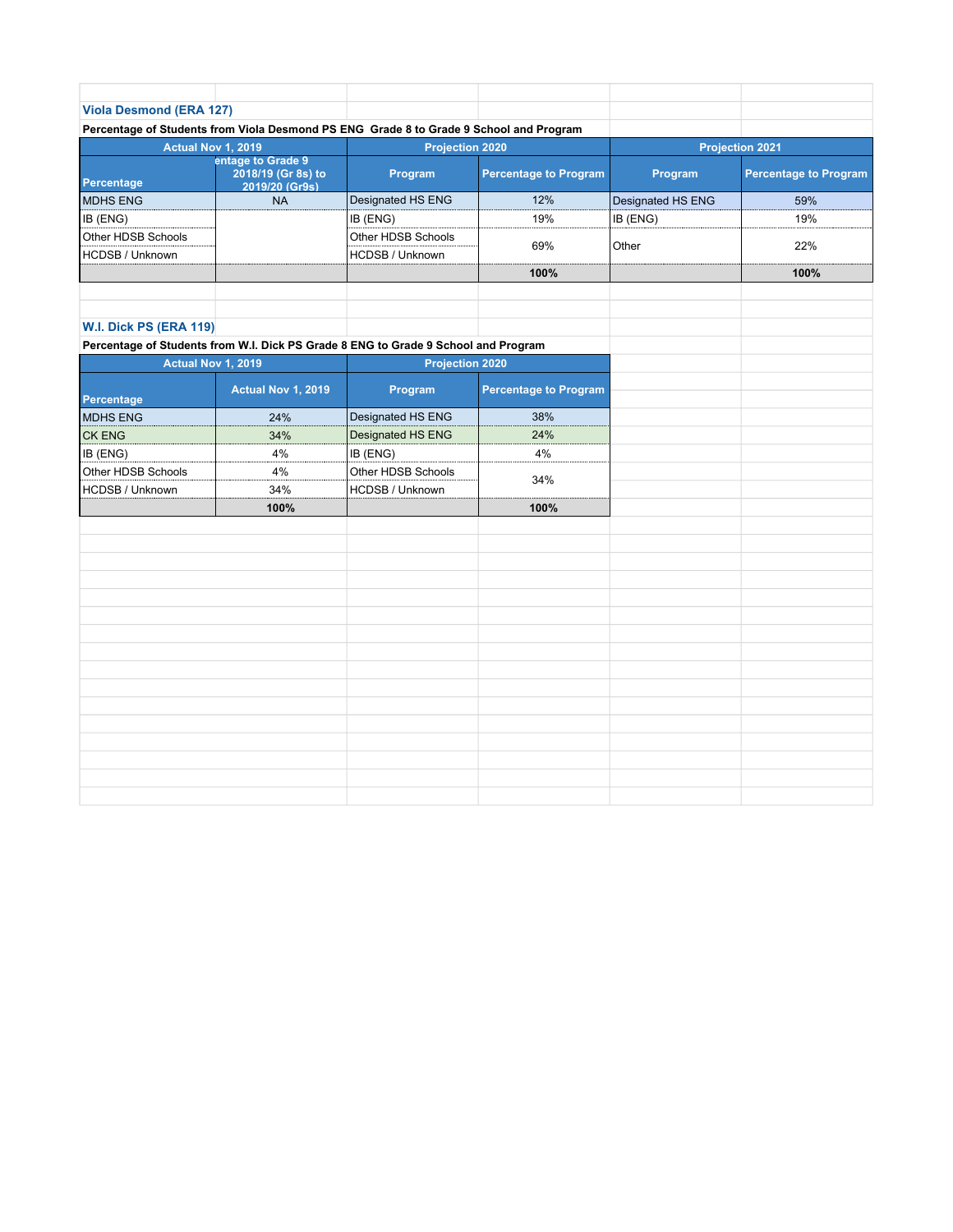## Viola Desmond (ERA 127)

**Percentage of Students from Viola Desmond PS ENG Grade 8 to Grade 9 School and Program**

| Actual Nov 1, 2019 | | Projection 2020 | | Projection 2021 | |
|---|---|---|---|---|---|
| Percentage | entage to Grade 9 2018/19 (Gr 8s) to 2019/20 (Gr9s) | Program | Percentage to Program | Program | Percentage to Program |
| MDHS ENG | NA | Designated HS ENG | 12% | Designated HS ENG | 59% |
| IB (ENG) | | IB (ENG) | 19% | IB (ENG) | 19% |
| Other HDSB Schools | | Other HDSB Schools | 69% | Other | 22% |
| HCDSB / Unknown | | HCDSB / Unknown | | | |
| | | | **100%** | | **100%** |

## W.I. Dick PS (ERA 119)

**Percentage of Students from W.I. Dick PS Grade 8 ENG to Grade 9 School and Program**

| Actual Nov 1, 2019 | | Projection 2020 | |
|---|---|---|---|
| Percentage | Actual Nov 1, 2019 | Program | Percentage to Program |
| MDHS ENG | 24% | Designated HS ENG | 38% |
| CK ENG | 34% | Designated HS ENG | 24% |
| IB (ENG) | 4% | IB (ENG) | 4% |
| Other HDSB Schools | 4% | Other HDSB Schools | 34% |
| HCDSB / Unknown | 34% | HCDSB / Unknown | |
| | **100%** | | **100%** |